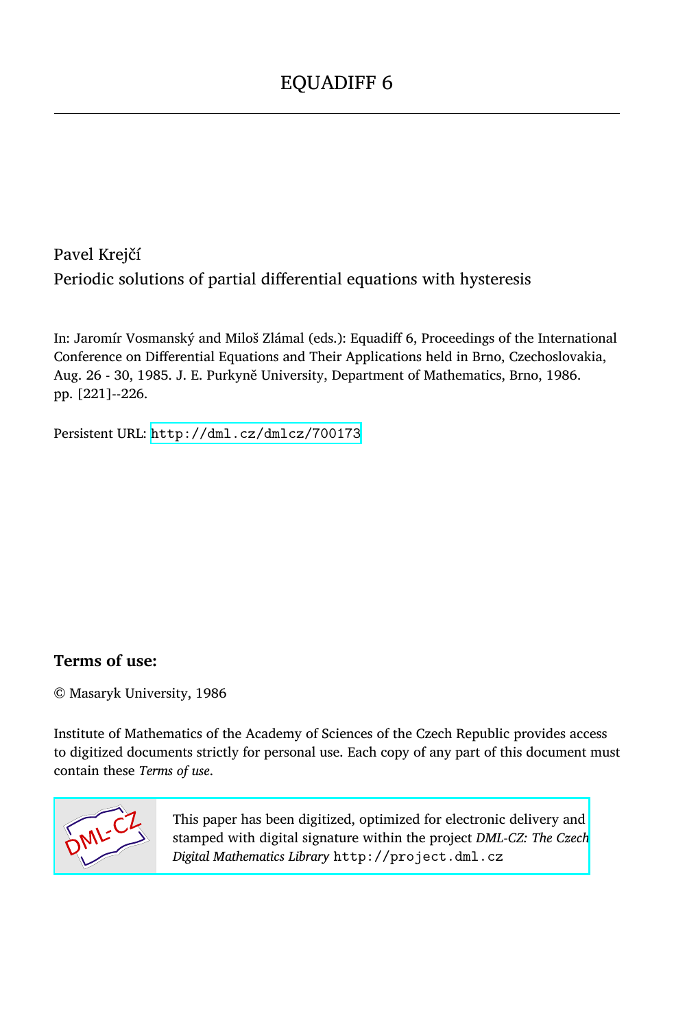# EQUADIFF 6

Pavel Krejčí

Periodic solutions of partial differential equations with hysteresis

In: Jaromír Vosmanský and Miloš Zlámal (eds.): Equadiff 6, Proceedings of the International Conference on Differential Equations and Their Applications held in Brno, Czechoslovakia, Aug. 26 - 30, 1985. J. E. Purkyně University, Department of Mathematics, Brno, 1986. pp. [221]--226.

Persistent URL: http://dml.cz/dmlcz/700173

## Terms of use:

© Masaryk University, 1986

Institute of Mathematics of the Academy of Sciences of the Czech Republic provides access to digitized documents strictly for personal use. Each copy of any part of this document must contain these *Terms of use*.

This paper has been digitized, optimized for electronic delivery and stamped with digital signature within the project *DML-CZ: The Czech Digital Mathematics Library* http://project.dml.cz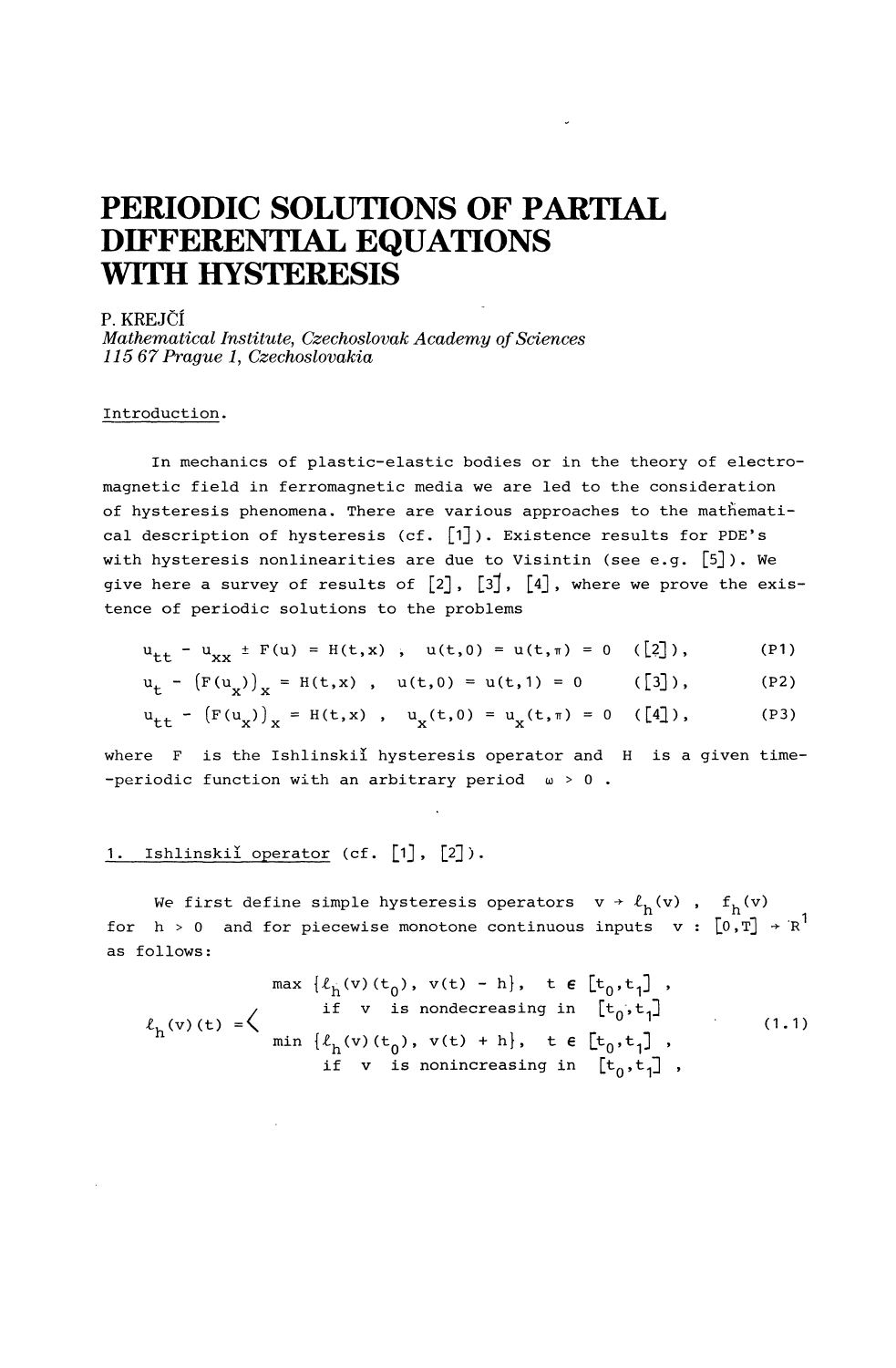# PERIODIC SOLUTIONS OF PARTIAL DIFFERENTIAL EQUATIONS WITH HYSTERESIS

P. KREJČÍ
*Mathematical Institute, Czechoslovak Academy of Sciences*
*115 67 Prague 1, Czechoslovakia*

Introduction.

In mechanics of plastic-elastic bodies or in the theory of electromagnetic field in ferromagnetic media we are led to the consideration of hysteresis phenomena. There are various approaches to the mathematical description of hysteresis (cf. [1]). Existence results for PDE's with hysteresis nonlinearities are due to Visintin (see e.g. [5]). We give here a survey of results of [2], [3], [4], where we prove the existence of periodic solutions to the problems

$$u_{tt} - u_{xx} \pm F(u) = H(t,x) \;, \quad u(t,0) = u(t,\pi) = 0 \quad ([2]), \tag{P1}$$

$$u_t - (F(u_x))_x = H(t,x) \;, \quad u(t,0) = u(t,1) = 0 \quad ([3]), \tag{P2}$$

$$u_{tt} - (F(u_x))_x = H(t,x) \;, \quad u_x(t,0) = u_x(t,\pi) = 0 \quad ([4]), \tag{P3}$$

where $F$ is the Ishlinskiĭ hysteresis operator and $H$ is a given time-periodic function with an arbitrary period $\omega > 0$ .

1. Ishlinskiĭ operator (cf. [1], [2]).

We first define simple hysteresis operators $v \to \ell_h(v)$ , $f_h(v)$ for $h > 0$ and for piecewise monotone continuous inputs $v : [0,T] \to R^1$ as follows:

$$\ell_h(v)(t) = \begin{cases} \max\{\ell_h(v)(t_0),\ v(t) - h\}, & t \in [t_0,t_1] \;, \\ \quad \text{if } v \text{ is nondecreasing in } [t_0,t_1] \\ \min\{\ell_h(v)(t_0),\ v(t) + h\}, & t \in [t_0,t_1] \;, \\ \quad \text{if } v \text{ is nonincreasing in } [t_0,t_1] \;, \end{cases} \tag{1.1}$$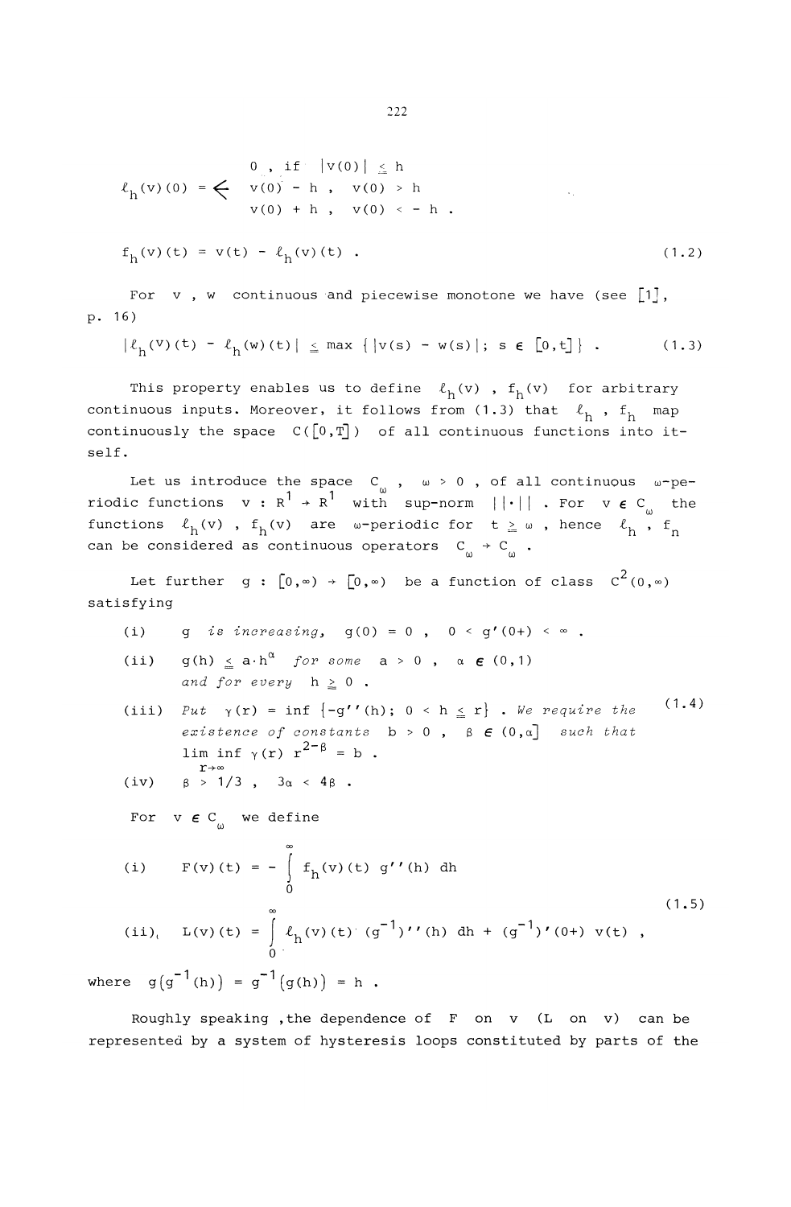$$\ell_h(v)(0) = \begin{cases} 0\ , & \text{if } |v(0)| \leq h \\ v(0) - h\ , & v(0) > h \\ v(0) + h\ , & v(0) < -h\ . \end{cases}$$

$$f_h(v)(t) = v(t) - \ell_h(v)(t)\ . \tag{1.2}$$

For $v$, $w$ continuous and piecewise monotone we have (see [1], p. 16)

$$|\ell_h(v)(t) - \ell_h(w)(t)| \leq \max\{|v(s) - w(s)|;\ s \in [0,t]\}\ . \tag{1.3}$$

This property enables us to define $\ell_h(v)$, $f_h(v)$ for arbitrary continuous inputs. Moreover, it follows from (1.3) that $\ell_h$, $f_h$ map continuously the space $C([0,T])$ of all continuous functions into itself.

Let us introduce the space $C_\omega$, $\omega > 0$, of all continuous $\omega$-periodic functions $v : R^1 \to R^1$ with sup-norm $||\cdot||$. For $v \in C_\omega$ the functions $\ell_h(v)$, $f_h(v)$ are $\omega$-periodic for $t \geq \omega$, hence $\ell_h$, $f_n$ can be considered as continuous operators $C_\omega \to C_\omega$.

Let further $g : [0,\infty) \to [0,\infty)$ be a function of class $C^2(0,\infty)$ satisfying

(1.4)

(i) *$g$ is increasing,* $g(0) = 0$, $0 < g'(0+) < \infty$.

(ii) $g(h) \leq a \cdot h^\alpha$ *for some* $a > 0$, $\alpha \in (0,1)$ *and for every* $h \geq 0$.

(iii) *Put* $\gamma(r) = \inf\{-g''(h);\ 0 < h \leq r\}$. *We require the existence of constants* $b > 0$, $\beta \in (0,\alpha]$ *such that* $\liminf\limits_{r\to\infty} \gamma(r)\, r^{2-\beta} = b$.

(iv) $\beta > 1/3$, $3\alpha < 4\beta$.

For $v \in C_\omega$ we define

(1.5)

$$\text{(i)}\quad F(v)(t) = -\int_0^\infty f_h(v)(t)\, g''(h)\, dh$$

$$\text{(ii)}\quad L(v)(t) = \int_0^\infty \ell_h(v)(t)\, (g^{-1})''(h)\, dh + (g^{-1})'(0+)\, v(t)\ ,$$

where $g(g^{-1}(h)) = g^{-1}(g(h)) = h$.

Roughly speaking, the dependence of $F$ on $v$ ($L$ on $v$) can be represented by a system of hysteresis loops constituted by parts of the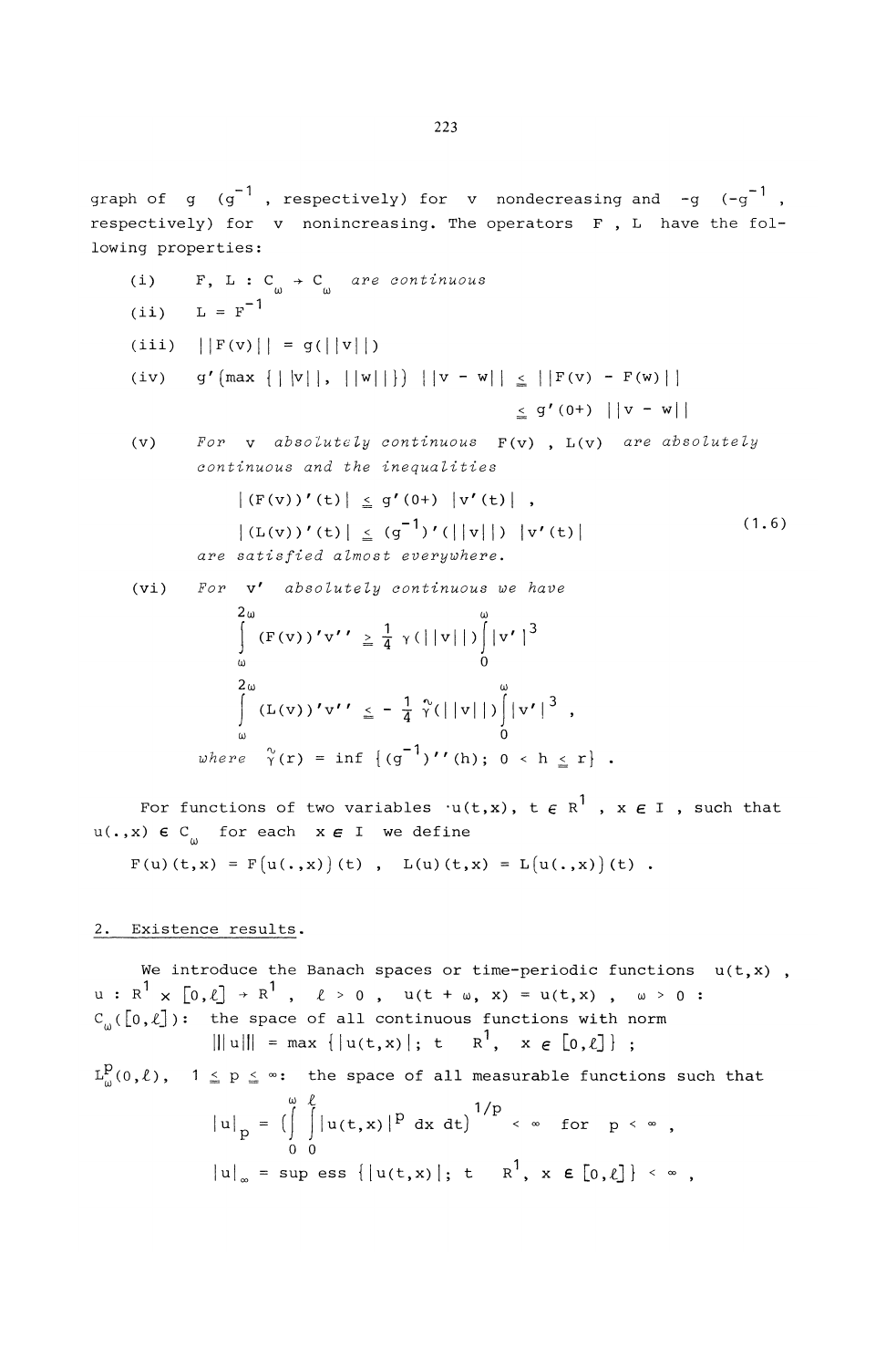graph of $g$ ($g^{-1}$, respectively) for $v$ nondecreasing and $-g$ ($-g^{-1}$, respectively) for $v$ nonincreasing. The operators $F$, $L$ have the following properties:

(i) $F, L : C_\omega \to C_\omega$ *are continuous*

(ii) $L = F^{-1}$

(iii) $||F(v)|| = g(||v||)$

(iv) $g'(\max\{||v||, ||w||\})\ ||v - w|| \leq ||F(v) - F(w)|| \leq g'(0+)\ ||v - w||$

(v) *For* $v$ *absolutely continuous* $F(v)$, $L(v)$ *are absolutely continuous and the inequalities*

$$|(F(v))'(t)| \leq g'(0+)\ |v'(t)| ,$$
$$|(L(v))'(t)| \leq (g^{-1})'(||v||)\ |v'(t)| \tag{1.6}$$

*are satisfied almost everywhere.*

(vi) *For* $v'$ *absolutely continuous we have*

$$\int_\omega^{2\omega} (F(v))'v'' \geq \frac{1}{4}\gamma(||v||)\int_0^\omega |v'|^3$$

$$\int_\omega^{2\omega} (L(v))'v'' \leq -\frac{1}{4}\tilde{\gamma}(||v||)\int_0^\omega |v'|^3 ,$$

*where* $\tilde{\gamma}(r) = \inf\{(g^{-1})''(h);\ 0 < h \leq r\}$ .

For functions of two variables $u(t,x)$, $t \in R^1$, $x \in I$, such that $u(.,x) \in C_\omega$ for each $x \in I$ we define

$$F(u)(t,x) = F(u(.,x))(t) , \quad L(u)(t,x) = L(u(.,x))(t) .$$

## 2. Existence results.

We introduce the Banach spaces or time-periodic functions $u(t,x)$, $u : R^1 \times [0,\ell] \to R^1$, $\ell > 0$, $u(t + \omega, x) = u(t,x)$, $\omega > 0$ :

$C_\omega([0,\ell])$: the space of all continuous functions with norm

$$|||u||| = \max\{|u(t,x)|;\ t \quad R^1,\ x \in [0,\ell]\} ;$$

$L^p_\omega(0,\ell)$, $1 \leq p \leq \infty$: the space of all measurable functions such that

$$|u|_p = \left(\int_0^\omega\int_0^\ell |u(t,x)|^p\,dx\,dt\right)^{1/p} < \infty \quad \text{for} \quad p < \infty ,$$

$$|u|_\infty = \operatorname{sup\,ess}\{|u(t,x)|;\ t \quad R^1,\ x \in [0,\ell]\} < \infty ,$$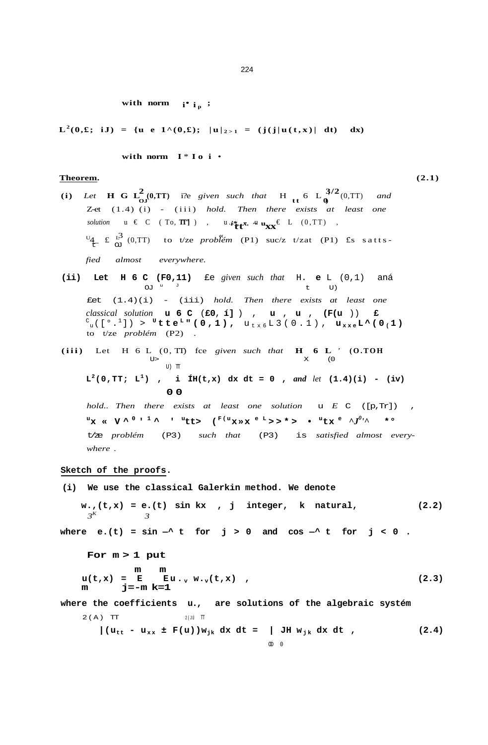with norm $|\cdot|_p$ ;

$$L^2(0,\ell;\, L^1) = \{u \in L^1(0,\ell);\ |u|_{2,1} = (\int(\int|u(t,x)|\, dt)^2\, dx)^{1/2}\}$$

with norm $|\cdot|_{2,1}$ .

**Theorem.** **(2.1)**

**(i)** *Let* $H \in L^2_\omega(0,\pi)$ *be given such that* $H_{tt} \in L^{3/2}_\omega(0,\pi)$ *and let* (1.4)(i) - (iii) *hold. Then there exists at least one solution* $u \in C([0,\pi])$ , $u_{tt} - u_{xx} \in L^{3/2}(0,\pi)$ , $u_t \in L^3_\omega(0,\pi)$ *to the problem* (P1) *such that* (P1) *is satisfied almost everywhere.*

**(ii)** **Let** $H \in C_\omega(F0,1])$ *be given such that* $H_t \in L^3_\omega(0,1)$ *and let* (1.4)(i) - (iii) *hold. Then there exists at least one classical solution* $u \in C([0,1])$ , $u_t$ , $u_x$ , $(F(u))_t \in C_\omega([0,1])$ , $u_{tt} \in L^3(0,1)$, $u_{tx} \in L^3(0,1)$, $u_{xx} \in L^3(0,1)$ *to the problem* (P2) .

**(iii)** *Let* $H \in L^3_\omega(0,\pi)$ *be given such that* $H_x \in L^{3/2}(0,\pi;\ L^1)$ , *and* $\int\int H(t,x)\, dx\, dt = 0$ , *and let* (1.4)(i) - (iv) *hold.. Then there exists at least one solution* $u \in C([0,\pi])$ , $u_x \in L^{3}(0,1)$ , $u_{tt}$ , $(F(u_x))_x \in L^{3/2}$ , $u_{tx} \in L^{3}$ *to the problem* (P3) *such that* (P3) *is satisfied almost everywhere.*

**Sketch of the proofs.**

**(i)** We use the classical Galerkin method. We denote

$$w_{jk}(t,x) = e_j(t)\ \sin kx\ ,\quad j\ \text{integer},\quad k\ \text{natural}, \tag{2.2}$$

where $e_j(t) = \sin \frac{2\pi}{T} t$ for $j > 0$ and $\cos \frac{2\pi}{T} t$ for $j < 0$ .

For $m \geq 1$ put

$$u_m(t,x) = \sum_{j=-m}^{m}\ \sum_{k=1}^{m} u_{jk}\, w_{jk}(t,x)\ , \tag{2.3}$$

where the coefficients $u_{jk}$ are solutions of the algebraic systém

$$\int_0^{2\pi}\int_0^{\pi} (u_{tt} - u_{xx} \pm F(u))w_{jk}\, dx\, dt = \int_0^{2\pi}\int_0^{\pi} H\, w_{jk}\, dx\, dt\ , \tag{2.4}$$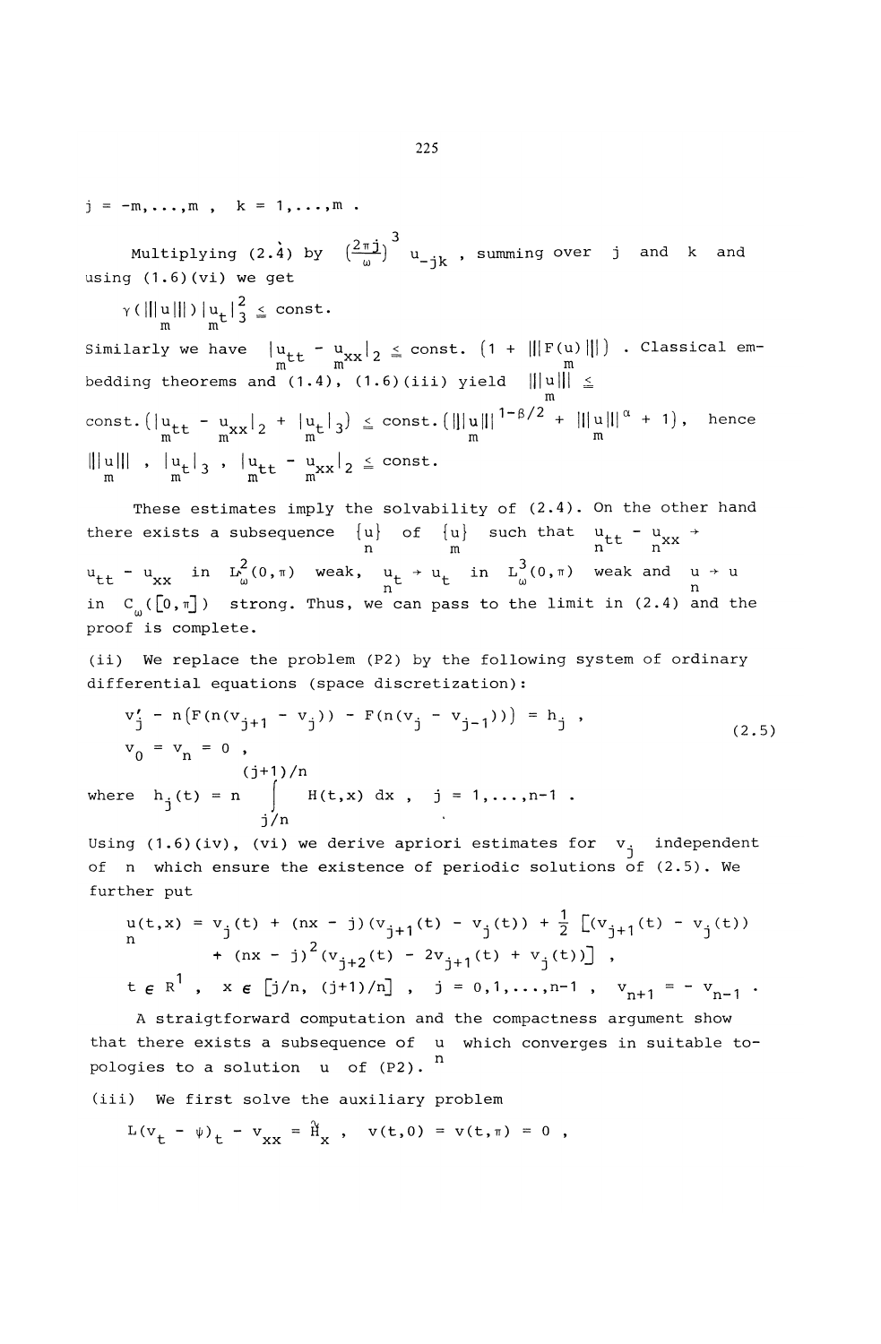$j = -m,\dots,m$ , $k = 1,\dots,m$ .

Multiplying (2.4) by $\left(\frac{2\pi j}{\omega}\right)^3 u_{-jk}$ , summing over $j$ and $k$ and using (1.6)(vi) we get

$$\gamma(|||u_m|||)\,|u_{m t}|_3^2 \leq \text{const.}$$

Similarly we have $|u_{m tt} - u_{m xx}|_2 \leq \text{const.}\left(1 + |||F(u_m)|||\right)$ . Classical embedding theorems and (1.4), (1.6)(iii) yield $|||u_m||| \leq$ const. $\left(|u_{m tt} - u_{m xx}|_2 + |u_{m t}|_3\right) \leq \text{const.}\left(|||u_m|||^{1-\beta/2} + |||u_m|||^{\alpha} + 1\right)$, hence $|||u_m|||$ , $|u_{m t}|_3$ , $|u_{m tt} - u_{m xx}|_2 \leq$ const.

These estimates imply the solvability of (2.4). On the other hand there exists a subsequence $\{u_n\}$ of $\{u_m\}$ such that $u_{n tt} - u_{n xx} \to u_{tt} - u_{xx}$ in $L^2_\omega(0,\pi)$ weak, $u_{n t} \to u_t$ in $L^3_\omega(0,\pi)$ weak and $u_n \to u$ in $C_\omega([0,\pi])$ strong. Thus, we can pass to the limit in (2.4) and the proof is complete.

(ii) We replace the problem (P2) by the following system of ordinary differential equations (space discretization):

$$\begin{aligned} &v_j' - n\left(F(n(v_{j+1} - v_j)) - F(n(v_j - v_{j-1}))\right) = h_j \ , \\ &v_0 = v_n = 0 \ , \end{aligned} \tag{2.5}$$

where $h_j(t) = n \displaystyle\int_{j/n}^{(j+1)/n} H(t,x)\,dx$ , $j = 1,\dots,n-1$ .

Using (1.6)(iv), (vi) we derive apriori estimates for $v_j$ independent of $n$ which ensure the existence of periodic solutions of (2.5). We further put

$$\begin{aligned} u_n(t,x) = {} & v_j(t) + (nx - j)(v_{j+1}(t) - v_j(t)) + \tfrac{1}{2}\left[(v_{j+1}(t) - v_j(t)) \right. \\ & \left. + (nx - j)^2 (v_{j+2}(t) - 2v_{j+1}(t) + v_j(t))\right] \ , \end{aligned}$$

$t \in R^1$ , $x \in [j/n, (j+1)/n]$ , $j = 0,1,\dots,n-1$ , $v_{n+1} = -v_{n-1}$ .

A straigtforward computation and the compactness argument show that there exists a subsequence of $u_n$ which converges in suitable topologies to a solution $u$ of (P2).

(iii) We first solve the auxiliary problem

$$L(v_t - \psi)_t - v_{xx} = \tilde{H}_x \ , \quad v(t,0) = v(t,\pi) = 0 \ ,$$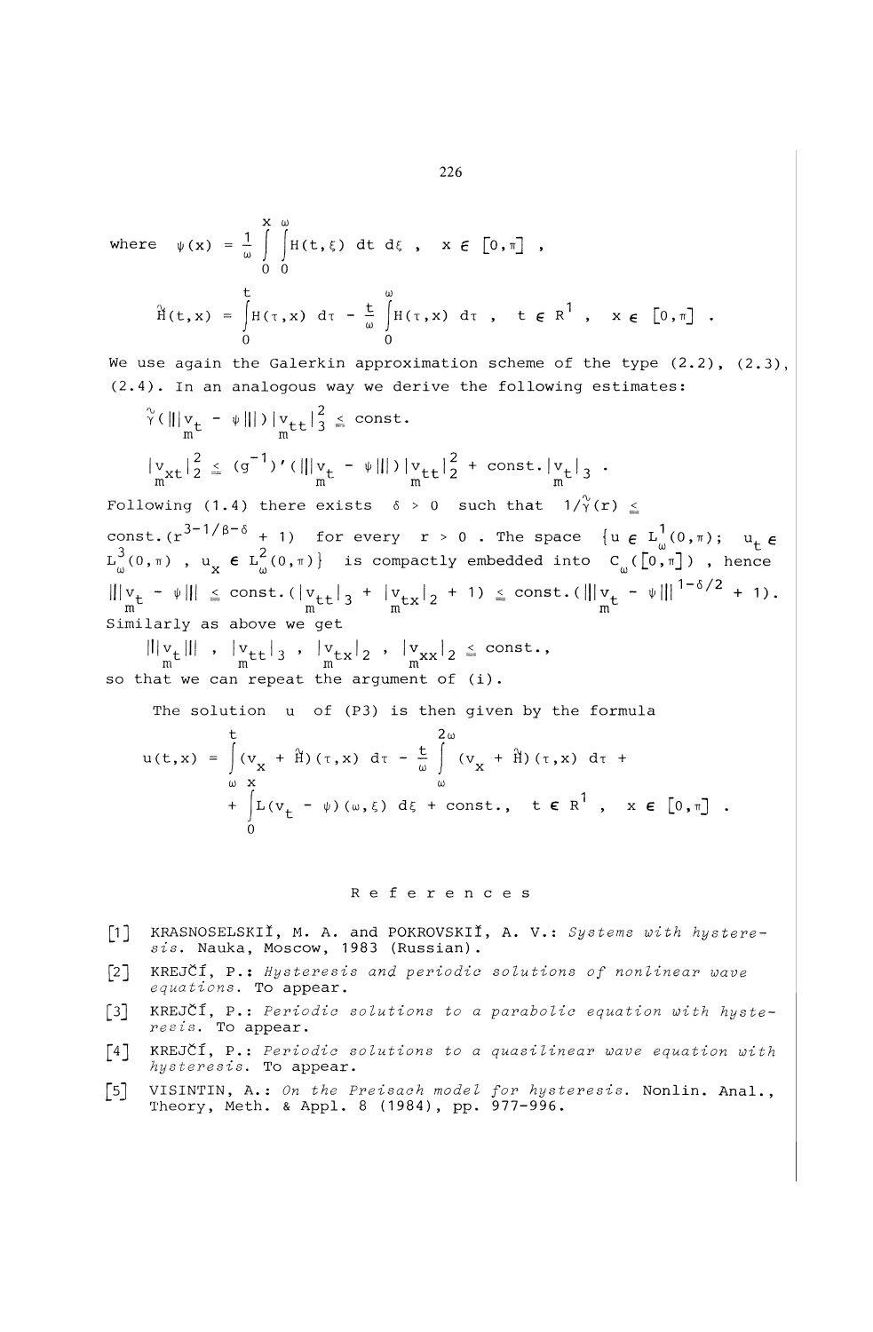where $\psi(x) = \frac{1}{\omega} \int_0^x \int_0^\omega H(t,\xi)\, dt\, d\xi$ , $x \in [0,\pi]$ ,

$$\hat{H}(t,x) = \int_0^t H(\tau,x)\, d\tau - \frac{t}{\omega} \int_0^\omega H(\tau,x)\, d\tau , \quad t \in R^1 , \quad x \in [0,\pi] .$$

We use again the Galerkin approximation scheme of the type (2.2), (2.3), (2.4). In an analogous way we derive the following estimates:

$$\tilde{\gamma}(|||v_{m_t} - \psi|||)\, |v_{m_{tt}}|_3^2 \leq \text{const.}$$

$$|v_{m_{xt}}|_2^2 \leq (g^{-1})'(|||v_{m_t} - \psi|||)\, |v_{m_{tt}}|_2^2 + \text{const.}\, |v_{m_t}|_3 .$$

Following (1.4) there exists $\delta > 0$ such that $1/\tilde{\gamma}(r) \leq \text{const.}(r^{3-1/\beta-\delta} + 1)$ for every $r > 0$ . The space $\{u \in L^1_\omega(0,\pi);\ u_t \in L^3_\omega(0,\pi)\ ,\ u_x \in L^2_\omega(0,\pi)\}$ is compactly embedded into $C_\omega([0,\pi])$ , hence $|||v_{m_t} - \psi||| \leq \text{const.}(|v_{m_{tt}}|_3 + |v_{m_{tx}}|_2 + 1) \leq \text{const.}(|||v_{m_t} - \psi|||^{1-\delta/2} + 1)$. Similarly as above we get

$$|||v_{m_t}|||\ ,\ |v_{m_{tt}}|_3\ ,\ |v_{m_{tx}}|_2\ ,\ |v_{m_{xx}}|_2 \leq \text{const.},$$

so that we can repeat the argument of (i).

The solution $u$ of (P3) is then given by the formula

$$u(t,x) = \int_\omega^t (v_x + \hat{H})(\tau,x)\, d\tau - \frac{t}{\omega} \int_\omega^{2\omega} (v_x + \hat{H})(\tau,x)\, d\tau + \int_0^x L(v_t - \psi)(\omega,\xi)\, d\xi + \text{const.}, \quad t \in R^1 , \quad x \in [0,\pi] .$$

## References

[1] KRASNOSELSKIĬ, M. A. and POKROVSKIĬ, A. V.: *Systems with hysteresis*. Nauka, Moscow, 1983 (Russian).

[2] KREJČÍ, P.: *Hysteresis and periodic solutions of nonlinear wave equations*. To appear.

[3] KREJČÍ, P.: *Periodic solutions to a parabolic equation with hysteresis*. To appear.

[4] KREJČÍ, P.: *Periodic solutions to a quasilinear wave equation with hysteresis*. To appear.

[5] VISINTIN, A.: *On the Preisach model for hysteresis*. Nonlin. Anal., Theory, Meth. & Appl. 8 (1984), pp. 977-996.